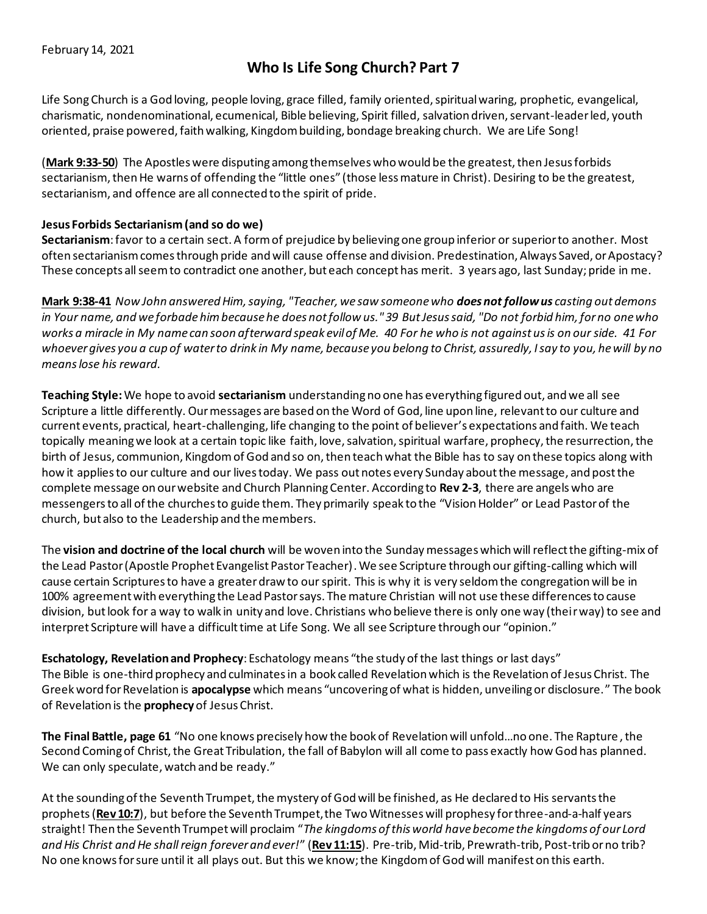February 14, 2021

# Who Is Life Song Church? Part 7

Life Song Church is a God loving, people loving, grace filled, family oriented, spiritual waring, prophetic, evangelical, charismatic, nondenominational, ecumenical, Bible believing, Spirit filled, salvation driven, servant-leader led, youth oriented, praise powered, faith walking, Kingdom building, bondage breaking church. We are Life Song!

(**Mark 9:33-50**) The Apostles were disputing among themselves who would be the greatest, then Jesus forbids sectarianism, then He warns of offending the "little ones" (those less mature in Christ). Desiring to be the greatest, sectarianism, and offence are all connected to the spirit of pride.

**Jesus Forbids Sectarianism (and so do we)**

**Sectarianism**: favor to a certain sect. A form of prejudice by believing one group inferior or superior to another. Most often sectarianism comes through pride and will cause offense and division. Predestination, Always Saved, or Apostacy? These concepts all seem to contradict one another, but each concept has merit. 3 years ago, last Sunday; pride in me.

**Mark 9:38-41** *Now John answered Him, saying, "Teacher, we saw someone who **does not follow us** casting out demons in Your name, and we forbade him because he does not follow us." 39 But Jesus said, "Do not forbid him, for no one who works a miracle in My name can soon afterward speak evil of Me. 40 For he who is not against us is on our side. 41 For whoever gives you a cup of water to drink in My name, because you belong to Christ, assuredly, I say to you, he will by no means lose his reward.*

**Teaching Style:** We hope to avoid **sectarianism** understanding no one has everything figured out, and we all see Scripture a little differently. Our messages are based on the Word of God, line upon line, relevant to our culture and current events, practical, heart-challenging, life changing to the point of believer's expectations and faith. We teach topically meaning we look at a certain topic like faith, love, salvation, spiritual warfare, prophecy, the resurrection, the birth of Jesus, communion, Kingdom of God and so on, then teach what the Bible has to say on these topics along with how it applies to our culture and our lives today. We pass out notes every Sunday about the message, and post the complete message on our website and Church Planning Center. According to **Rev 2-3**, there are angels who are messengers to all of the churches to guide them. They primarily speak to the "Vision Holder" or Lead Pastor of the church, but also to the Leadership and the members.

The **vision and doctrine of the local church** will be woven into the Sunday messages which will reflect the gifting-mix of the Lead Pastor (Apostle Prophet Evangelist Pastor Teacher). We see Scripture through our gifting-calling which will cause certain Scriptures to have a greater draw to our spirit. This is why it is very seldom the congregation will be in 100% agreement with everything the Lead Pastor says. The mature Christian will not use these differences to cause division, but look for a way to walk in unity and love. Christians who believe there is only one way (their way) to see and interpret Scripture will have a difficult time at Life Song. We all see Scripture through our "opinion."

**Eschatology, Revelation and Prophecy**: Eschatology means "the study of the last things or last days"
The Bible is one-third prophecy and culminates in a book called Revelation which is the Revelation of Jesus Christ. The Greek word for Revelation is **apocalypse** which means "uncovering of what is hidden, unveiling or disclosure." The book of Revelation is the **prophecy** of Jesus Christ.

**The Final Battle, page 61** "No one knows precisely how the book of Revelation will unfold…no one. The Rapture, the Second Coming of Christ, the Great Tribulation, the fall of Babylon will all come to pass exactly how God has planned. We can only speculate, watch and be ready."

At the sounding of the Seventh Trumpet, the mystery of God will be finished, as He declared to His servants the prophets (**Rev 10:7**), but before the Seventh Trumpet, the Two Witnesses will prophesy for three-and-a-half years straight! Then the Seventh Trumpet will proclaim "*The kingdoms of this world have become the kingdoms of our Lord and His Christ and He shall reign forever and ever!*" (**Rev 11:15**). Pre-trib, Mid-trib, Prewrath-trib, Post-trib or no trib? No one knows for sure until it all plays out. But this we know; the Kingdom of God will manifest on this earth.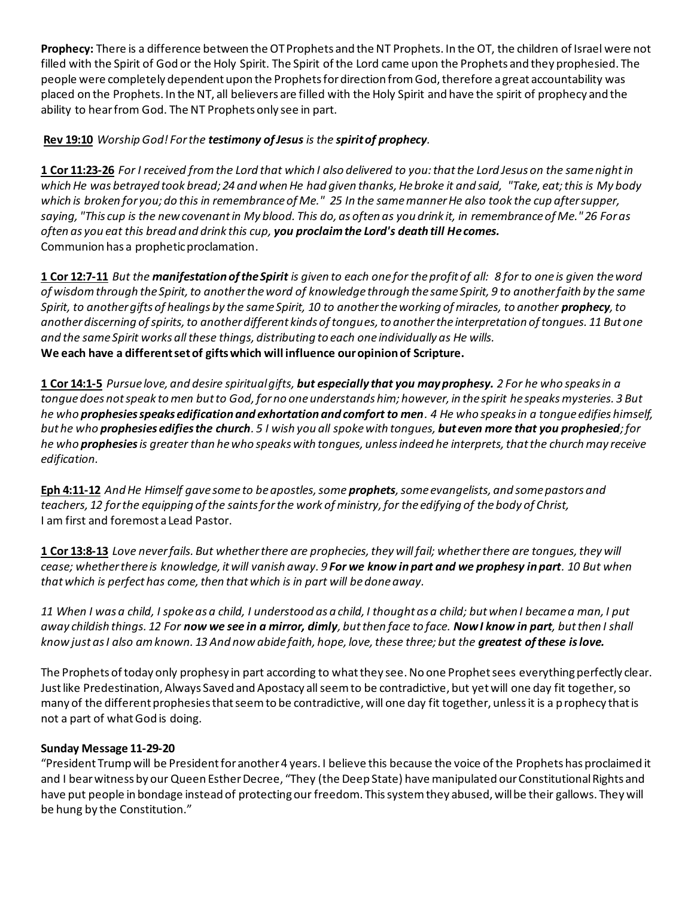**Prophecy:** There is a difference between the OT Prophets and the NT Prophets. In the OT, the children of Israel were not filled with the Spirit of God or the Holy Spirit. The Spirit of the Lord came upon the Prophets and they prophesied. The people were completely dependent upon the Prophets for direction from God, therefore a great accountability was placed on the Prophets. In the NT, all believers are filled with the Holy Spirit and have the spirit of prophecy and the ability to hear from God. The NT Prophets only see in part.

**Rev 19:10** *Worship God! For the **testimony of Jesus** is the **spirit of prophecy**.*

**1 Cor 11:23-26** *For I received from the Lord that which I also delivered to you: that the Lord Jesus on the same night in which He was betrayed took bread; 24 and when He had given thanks, He broke it and said, "Take, eat; this is My body which is broken for you; do this in remembrance of Me." 25 In the same manner He also took the cup after supper, saying, "This cup is the new covenant in My blood. This do, as often as you drink it, in remembrance of Me." 26 For as often as you eat this bread and drink this cup, **you proclaim the Lord's death till He comes.***
Communion has a prophetic proclamation.

**1 Cor 12:7-11** *But the **manifestation of the Spirit** is given to each one for the profit of all: 8 for to one is given the word of wisdom through the Spirit, to another the word of knowledge through the same Spirit, 9 to another faith by the same Spirit, to another gifts of healings by the same Spirit, 10 to another the working of miracles, to another **prophecy**, to another discerning of spirits, to another different kinds of tongues, to another the interpretation of tongues. 11 But one and the same Spirit works all these things, distributing to each one individually as He wills.*
**We each have a different set of gifts which will influence our opinion of Scripture.**

**1 Cor 14:1-5** *Pursue love, and desire spiritual gifts, **but especially that you may prophesy.** 2 For he who speaks in a tongue does not speak to men but to God, for no one understands him; however, in the spirit he speaks mysteries. 3 But he who **prophesies speaks edification and exhortation and comfort to men**. 4 He who speaks in a tongue edifies himself, but he who **prophesies edifies the church**. 5 I wish you all spoke with tongues, **but even more that you prophesied**; for he who **prophesies** is greater than he who speaks with tongues, unless indeed he interprets, that the church may receive edification.*

**Eph 4:11-12** *And He Himself gave some to be apostles, some **prophets**, some evangelists, and some pastors and teachers, 12 for the equipping of the saints for the work of ministry, for the edifying of the body of Christ,*
I am first and foremost a Lead Pastor.

**1 Cor 13:8-13** *Love never fails. But whether there are prophecies, they will fail; whether there are tongues, they will cease; whether there is knowledge, it will vanish away. 9 **For we know in part and we prophesy in part**. 10 But when that which is perfect has come, then that which is in part will be done away.*

*11 When I was a child, I spoke as a child, I understood as a child, I thought as a child; but when I became a man, I put away childish things. 12 For **now we see in a mirror, dimly**, but then face to face. **Now I know in part**, but then I shall know just as I also am known. 13 And now abide faith, hope, love, these three; but the **greatest of these is love.***

The Prophets of today only prophesy in part according to what they see. No one Prophet sees everything perfectly clear. Just like Predestination, Always Saved and Apostacy all seem to be contradictive, but yet will one day fit together, so many of the different prophesies that seem to be contradictive, will one day fit together, unless it is a prophecy that is not a part of what God is doing.

**Sunday Message 11-29-20**
"President Trump will be President for another 4 years. I believe this because the voice of the Prophets has proclaimed it and I bear witness by our Queen Esther Decree, "They (the Deep State) have manipulated our Constitutional Rights and have put people in bondage instead of protecting our freedom. This system they abused, will be their gallows. They will be hung by the Constitution."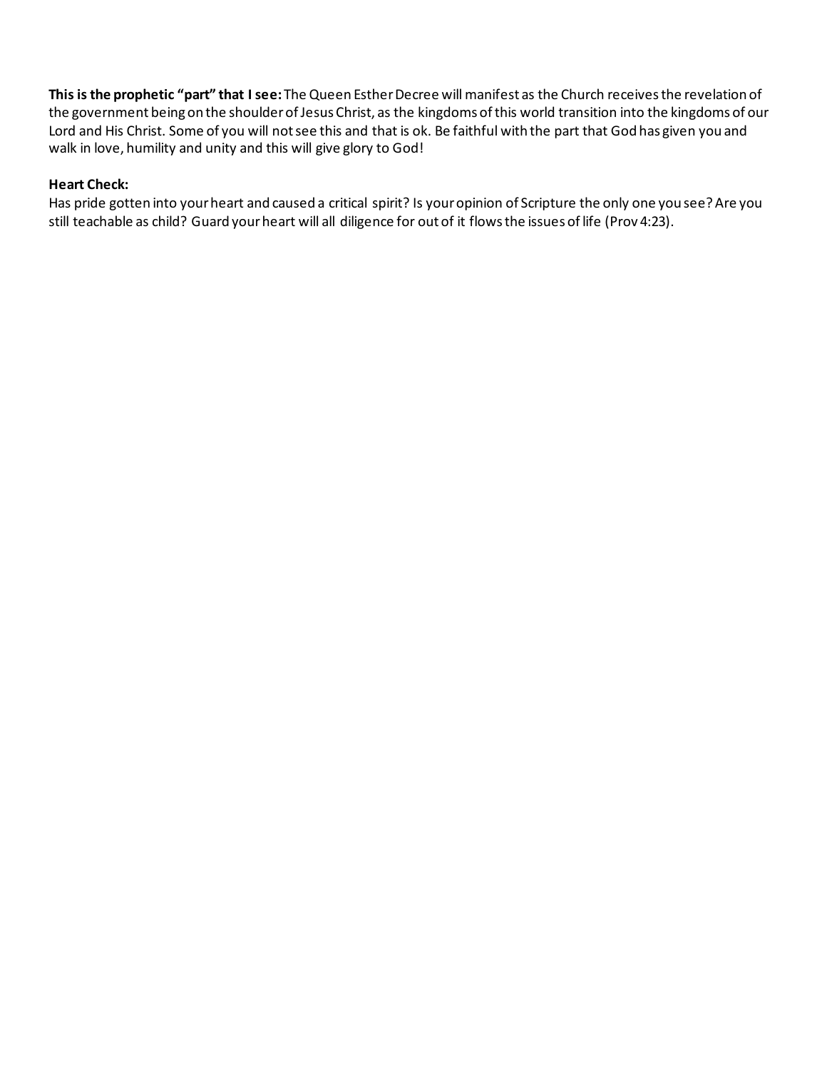**This is the prophetic "part" that I see:** The Queen Esther Decree will manifest as the Church receives the revelation of the government being on the shoulder of Jesus Christ, as the kingdoms of this world transition into the kingdoms of our Lord and His Christ. Some of you will not see this and that is ok. Be faithful with the part that God has given you and walk in love, humility and unity and this will give glory to God!

**Heart Check:**

Has pride gotten into your heart and caused a critical spirit? Is your opinion of Scripture the only one you see? Are you still teachable as child? Guard your heart will all diligence for out of it flows the issues of life (Prov 4:23).